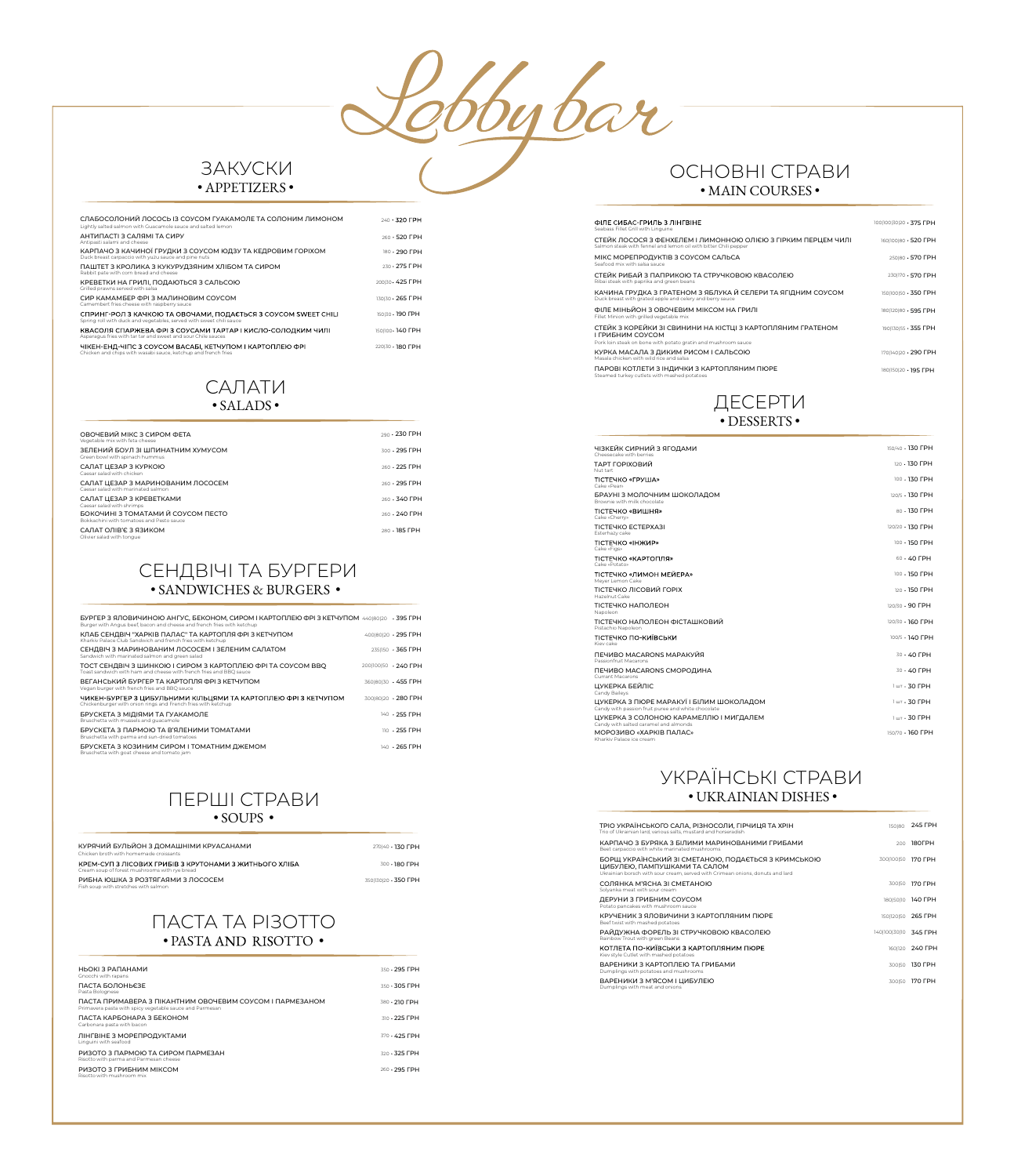# Lobby bar

## ЗАКУСКИ
### • APPETIZERS •

| Страва | Вага | Ціна |
|---|---|---|
| СЛАБОСОЛОНИЙ ЛОСОСЬ ІЗ СОУСОМ ГУАКАМОЛЕ ТА СОЛОНИМ ЛИМОНОМ<br>Lightly salted salmon with Guacamole sauce and salted lemon | 240 | 320 ГРН |
| АНТИПАСТІ З САЛЯМІ ТА СИРУ<br>Antipasti salami and cheese | 260 | 520 ГРН |
| КАРПАЧО З КАЧИНОЇ ГРУДКИ З СОУСОМ ЮДЗУ ТА КЕДРОВИМ ГОРІХОМ<br>Duck breast carpaccio with yuzu sauce and pine nuts | 180 | 290 ГРН |
| ПАШТЕТ З КРОЛИКА З КУКУРУДЗЯНИМ ХЛІБОМ ТА СИРОМ<br>Rabbit pate with corn bread and cheese | 230 | 275 ГРН |
| КРЕВЕТКИ НА ГРИЛІ, ПОДАЮТЬСЯ З САЛЬСОЮ<br>Grilled prawns served with salsa | 200/30 | 425 ГРН |
| СИР КАМАМБЕР ФРІ З МАЛИНОВИМ СОУСОМ<br>Camembert fries cheese with raspberry sauce | 130/30 | 265 ГРН |
| СПРИНГ-РОЛ З КАЧКОЮ ТА ОВОЧАМИ, ПОДАЄТЬСЯ З СОУСОМ SWEET CHILI<br>Spring roll with duck and vegetables, served with sweet chili sauce | 150/30 | 190 ГРН |
| КВАСОЛЯ СПАРЖЕВА ФРІ З СОУСАМИ ТАРТАР І КИСЛО-СОЛОДКИМ ЧИЛІ<br>Asparagus fries with tar tar and sweet and sour Chile sauces | 150/100 | 140 ГРН |
| ЧІКЕН-ЕНД-ЧІПС З СОУСОМ ВАСАБІ, КЕТЧУПОМ І КАРТОПЛЕЮ ФРІ<br>Chicken and chips with wasabi sauce, ketchup and french fries | 220/30 | 180 ГРН |

## САЛАТИ
### • SALADS •

| Страва | Вага | Ціна |
|---|---|---|
| ОВОЧЕВИЙ МІКС З СИРОМ ФЕТА<br>Vegetable mix with feta cheese | 290 | 230 ГРН |
| ЗЕЛЕНИЙ БОУЛ ЗІ ШПИНАТНИМ ХУМУСОМ<br>Green bowl with spinach hummus | 300 | 295 ГРН |
| САЛАТ ЦЕЗАР З КУРКОЮ<br>Caesar salad with chicken | 260 | 225 ГРН |
| САЛАТ ЦЕЗАР З МАРИНОВАНИМ ЛОСОСЕМ<br>Caesar salad with marinated salmon | 260 | 295 ГРН |
| САЛАТ ЦЕЗАР З КРЕВЕТКАМИ<br>Caesar salad with shrimps | 260 | 340 ГРН |
| БОКОЧІНІ З ТОМАТАМИ Й СОУСОМ ПЕСТО<br>Bokkachini with tomatoes and Pesto sauce | 260 | 240 ГРН |
| САЛАТ ОЛІВ'Є З ЯЗИКОМ<br>Olivier salad with tongue | 280 | 185 ГРН |

## СЕНДВІЧІ ТА БУРГЕРИ
### • SANDWICHES & BURGERS •

| Страва | Вага | Ціна |
|---|---|---|
| БУРГЕР З ЯЛОВИЧИНОЮ АНГУС, БЕКОНОМ, СИРОМ І КАРТОПЛЕЮ ФРІ З КЕТЧУПОМ<br>Burger with Angus beef, bacon and cheese and french fries with ketchup | 440/80/20 | 395 ГРН |
| КЛАБ СЕНДВІЧ "ХАРКІВ ПАЛАС" ТА КАРТОПЛЯ ФРІ З КЕТЧУПОМ<br>Kharkiv Palace Club Sandwich and french fries with ketchup | 400/80/20 | 295 ГРН |
| СЕНДВІЧ З МАРИНОВАНИМ ЛОСОСЕМ І ЗЕЛЕНИМ САЛАТОМ<br>Sandwich with marinated salmon and green salad | 235/50 | 365 ГРН |
| ТОСТ СЕНДВІЧ З ШИНКОЮ І СИРОМ З КАРТОПЛЕЮ ФРІ ТА СОУСОМ BBQ<br>Toast sandwich with ham and cheese with french fries and BBQ sauce | 200/100/50 | 240 ГРН |
| ВЕГАНСЬКИЙ БУРГЕР ТА КАРТОПЛЯ ФРІ З КЕТЧУПОМ<br>Vegan burger with french fries and BBQ sauce | 360/80/30 | 455 ГРН |
| ЧІКЕН-БУРГЕР З ЦИБУЛЬНИМИ КІЛЬЦЯМИ ТА КАРТОПЛЕЮ ФРІ З КЕТЧУПОМ<br>Chickenburger with onion rings and French fries with ketchup | 300/80/20 | 280 ГРН |
| БРУСКЕТА З МІДІЯМИ ТА ГУАКАМОЛЕ<br>Bruschetta with mussels and guacamole | 140 | 255 ГРН |
| БРУСКЕТА З ПАРМОЮ ТА В'ЯЛЕНИМИ ТОМАТАМИ<br>Bruschetta with parma and sun-dried tomatoes | 110 | 255 ГРН |
| БРУСКЕТА З КОЗИНИМ СИРОМ І ТОМАТНИМ ДЖЕМОМ<br>Bruschetta with goat cheese and tomato jam | 140 | 265 ГРН |

## ПЕРШІ СТРАВИ
### • SOUPS •

| Страва | Вага | Ціна |
|---|---|---|
| КУРЯЧИЙ БУЛЬЙОН З ДОМАШНІМИ КРУАСАНАМИ<br>Chicken broth with homemade croissants | 270/40 | 130 ГРН |
| КРЕМ-СУП З ЛІСОВИХ ГРИБІВ З КРУТОНАМИ З ЖИТНЬОГО ХЛІБА<br>Cream soup of forest mushrooms with rye bread | 300 | 180 ГРН |
| РИБНА ЮШКА З РОЗТЯГАЯМИ З ЛОСОСЕМ<br>Fish soup with stretches with salmon | 350/130/20 | 350 ГРН |

## ПАСТА ТА РІЗОТТО
### • PASTA AND RISOTTO •

| Страва | Вага | Ціна |
|---|---|---|
| НЬОКІ З РАПАНАМИ<br>Gnocchi with rapans | 350 | 295 ГРН |
| ПАСТА БОЛОНЬЄЗЕ<br>Pasta Bolognese | 350 | 305 ГРН |
| ПАСТА ПРИМАВЕРА З ПІКАНТНИМ ОВОЧЕВИМ СОУСОМ І ПАРМЕЗАНОМ<br>Primavera pasta with spicy vegetable sauce and Parmesan | 380 | 210 ГРН |
| ПАСТА КАРБОНАРА З БЕКОНОМ<br>Carbonara pasta with bacon | 310 | 225 ГРН |
| ЛІНГВІНЕ З МОРЕПРОДУКТАМИ<br>Linguini with seafood | 370 | 425 ГРН |
| РИЗОТО З ПАРМОЮ ТА СИРОМ ПАРМЕЗАН<br>Risotto with parma and Parmesan cheese | 320 | 325 ГРН |
| РИЗОТО З ГРИБНИМ МІКСОМ<br>Risotto with mushroom mix | 260 | 295 ГРН |

## ОСНОВНІ СТРАВИ
### • MAIN COURSES •

| Страва | Вага | Ціна |
|---|---|---|
| ФІЛЕ СИБАС-ГРИЛЬ З ЛІНГВІНЕ<br>Seabass Fillet Grill with Linguine | 100/100/30/20 | 375 ГРН |
| СТЕЙК ЛОСОСЯ З ФЕНХЕЛЕМ І ЛИМОННОЮ ОЛІЄЮ З ГІРКИМ ПЕРЦЕМ ЧИЛІ<br>Salmon steak with fennel and lemon oil with bitter Chili pepper | 160/100/80 | 520 ГРН |
| МІКС МОРЕПРОДУКТІВ З СОУСОМ САЛЬСА<br>Seafood mix with salsa sauce | 250/80 | 570 ГРН |
| СТЕЙК РИБАЙ З ПАПРИКОЮ ТА СТРУЧКОВОЮ КВАСОЛЕЮ<br>Ribei steak with paprika and green beans | 230/170 | 570 ГРН |
| КАЧИНА ГРУДКА З ГРАТЕНОМ З ЯБЛУКА Й СЕЛЕРИ ТА ЯГІДНИМ СОУСОМ<br>Duck breast with grated apple and celery and berry sauce | 150/100/50 | 350 ГРН |
| ФІЛЕ МІНЬЙОН З ОВОЧЕВИМ МІКСОМ НА ГРИЛІ<br>Fillet Minion with grilled vegetable mix | 180/120/80 | 595 ГРН |
| СТЕЙК З КОРЕЙКИ ЗІ СВИНИНИ НА КІСТЦІ З КАРТОПЛЯНИМ ГРАТЕНОМ І ГРИБНИМ СОУСОМ<br>Pork loin steak on bone with potato gratin and mushroom sauce | 190/130/55 | 355 ГРН |
| КУРКА МАСАЛА З ДИКИМ РИСОМ І САЛЬСОЮ<br>Masala chicken with wild rice and salsa | 170/140/20 | 290 ГРН |
| ПАРОВІ КОТЛЕТИ З ІНДИЧКИ З КАРТОПЛЯНИМ ПЮРЕ<br>Steamed turkey cutlets with mashed potatoes | 180/150/20 | 195 ГРН |

## ДЕСЕРТИ
### • DESSERTS •

| Страва | Вага | Ціна |
|---|---|---|
| ЧІЗКЕЙК СИРНИЙ З ЯГОДАМИ<br>Cheesecake with berries | 150/40 | 130 ГРН |
| ТАРТ ГОРІХОВИЙ<br>Nut tart | 120 | 130 ГРН |
| ТІСТЕЧКО «ГРУША»<br>Cake «Pear» | 100 | 130 ГРН |
| БРАУНІ З МОЛОЧНИМ ШОКОЛАДОМ<br>Brownie with milk chocolate | 120/5 | 130 ГРН |
| ТІСТЕЧКО «ВИШНЯ»<br>Cake «Cherry» | 80 | 130 ГРН |
| ТІСТЕЧКО ЕСТЕРХАЗІ<br>Esterhazy cake | 120/20 | 130 ГРН |
| ТІСТЕЧКО «ІНЖИР»<br>Cake «Figs» | 100 | 150 ГРН |
| ТІСТЕЧКО «КАРТОПЛЯ»<br>Cake «Potato» | 60 | 40 ГРН |
| ТІСТЕЧКО «ЛИМОН МЕЙЕРА»<br>Meyer Lemon Cake | 100 | 150 ГРН |
| ТІСТЕЧКО ЛІСОВИЙ ГОРІХ<br>Hazelnut Cake | 120 | 150 ГРН |
| ТІСТЕЧКО НАПОЛЕОН<br>Napoleon | 120/30 | 90 ГРН |
| ТІСТЕЧКО НАПОЛЕОН ФІСТАШКОВИЙ<br>Pistachio Napoleon | 120/30 | 160 ГРН |
| ТІСТЕЧКО ПО-КИЇВСЬКИ<br>Kiev cake | 100/5 | 140 ГРН |
| ПЕЧИВО MACARONS МАРАКУЙЯ<br>Passionfruit Macarons | 30 | 40 ГРН |
| ПЕЧИВО MACARONS СМОРОДИНА<br>Currant Macarons | 30 | 40 ГРН |
| ЦУКЕРКА БЕЙЛІС<br>Candy Baileys | 1 шт | 30 ГРН |
| ЦУКЕРКА З ПЮРЕ МАРАКУЇ І БІЛИМ ШОКОЛАДОМ<br>Candy with passion fruit puree and white chocolate | 1 шт | 30 ГРН |
| ЦУКЕРКА З СОЛОНОЮ КАРАМЕЛЛЮ І МИГДАЛЕМ<br>Candy with salted caramel and almonds | 1 шт | 30 ГРН |
| МОРОЗИВО «ХАРКІВ ПАЛАС»<br>Kharkiv Palace ice cream | 150/70 | 160 ГРН |

## УКРАЇНСЬКІ СТРАВИ
### • UKRAINIAN DISHES •

| Страва | Вага | Ціна |
|---|---|---|
| ТРІО УКРАЇНСЬКОГО САЛА, РІЗНОСОЛИ, ГІРЧИЦЯ ТА ХРІН<br>Trio of Ukrainian lard, various salts, mustard and horseradish | 150/80 | 245 ГРН |
| КАРПАЧО З БУРЯКА З БІЛИМИ МАРИНОВАНИМИ ГРИБАМИ<br>Beet carpaccio with white marinated mushrooms | 200 | 180ГРН |
| БОРЩ УКРАЇНСЬКИЙ ЗІ СМЕТАНОЮ, ПОДАЄТЬСЯ З КРИМСЬКОЮ ЦИБУЛЕЮ, ПАМПУШКАМИ ТА САЛОМ<br>Ukrainian borsch with sour cream, served with Crimean onions, donuts and lard | 300/100/50 | 170 ГРН |
| СОЛЯНКА М'ЯСНА ЗІ СМЕТАНОЮ<br>Solyanka meat with sour cream | 300/50 | 170 ГРН |
| ДЕРУНИ З ГРИБНИМ СОУСОМ<br>Potato pancakes with mushroom sauce | 180/50/10 | 140 ГРН |
| КРУЧЕНИК З ЯЛОВИЧИНИ З КАРТОПЛЯНИМ ПЮРЕ<br>Beef twist with mashed potatoes | 150/120/50 | 265 ГРН |
| РАЙДУЖНА ФОРЕЛЬ ЗІ СТРУЧКОВОЮ КВАСОЛЕЮ<br>Rainbow Trout with green Beans | 140/100/30/10 | 345 ГРН |
| КОТЛЕТА ПО-КИЇВСЬКИ З КАРТОПЛЯНИМ ПЮРЕ<br>Kiev style Cutlet with mashed potatoes | 160/120 | 240 ГРН |
| ВАРЕНИКИ З КАРТОПЛЕЮ ТА ГРИБАМИ<br>Dumplings with potatoes and mushrooms | 300/50 | 130 ГРН |
| ВАРЕНИКИ З М'ЯСОМ І ЦИБУЛЕЮ<br>Dumplings with meat and onions | 300/50 | 170 ГРН |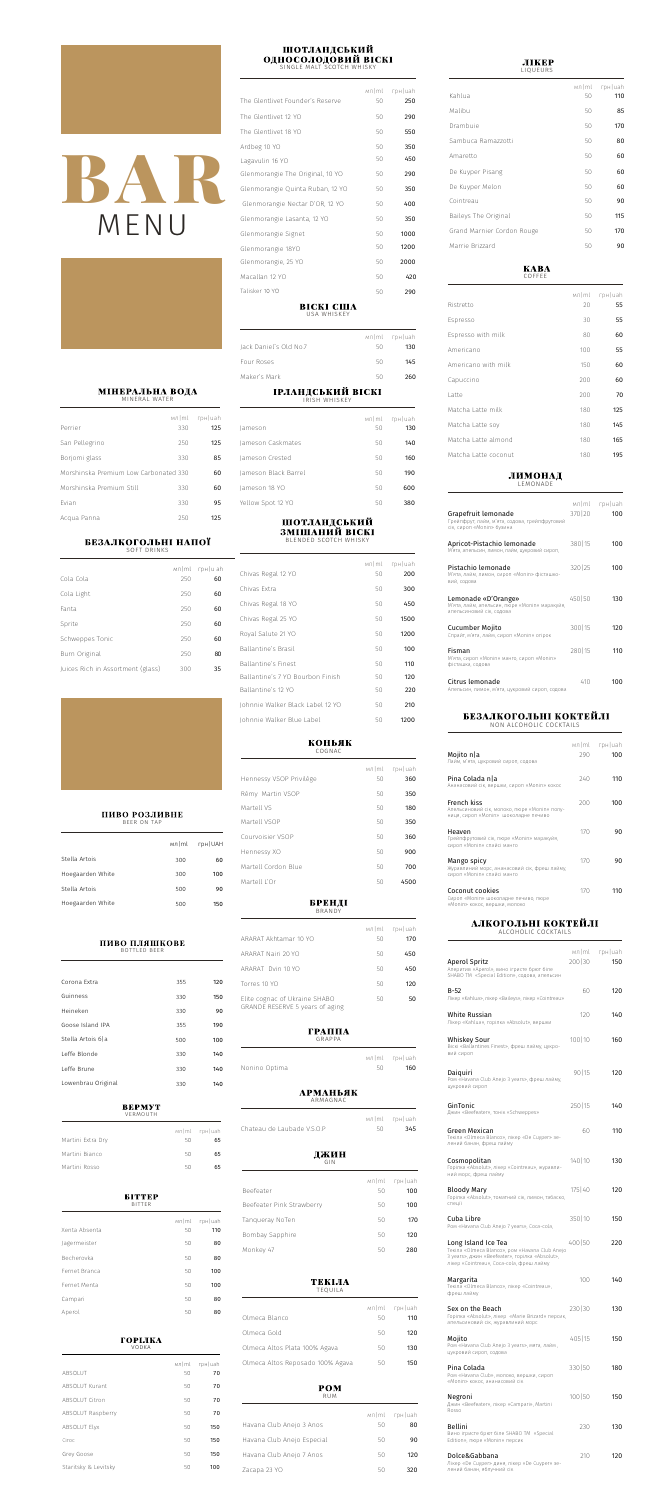# BAR MENU

## МІНЕРАЛЬНА ВОДА
MINERAL WATER

| | мл\|ml | грн\|uah |
|---|---|---|
| Perrier | 330 | 125 |
| San Pellegrino | 250 | 125 |
| Bonjorn glass | 330 | 85 |
| Morshynska Premium Low Carbonated | 330 | 60 |
| Morshynska Premium Still | 330 | 60 |
| Evian | 330 | 95 |
| Acqua Panna | 250 | 125 |

## БЕЗАЛКОГОЛЬНІ НАПОЇ
SOFT DRINKS

| | мл\|ml | грн\|uah |
|---|---|---|
| Cola Cola | 250 | 60 |
| Cola Light | 250 | 60 |
| Fanta | 250 | 60 |
| Sprite | 250 | 60 |
| Schweppes Tonic | 250 | 60 |
| Burn Original | 250 | 80 |
| Juices Rich in Assortment (glass) | 300 | 35 |

## ПИВО РОЗЛИВНЕ
BEER ON TAP

| | мл\|ml | грн\|uah |
|---|---|---|
| Stella Artois | 300 | 60 |
| Hoegaarden White | 300 | 100 |
| Stella Artois | 500 | 90 |
| Hoegaarden White | 500 | 150 |

## ПИВО ПЛЯШКОВЕ
BOTTLED BEER

| | | |
|---|---|---|
| Corona Extra | 355 | 120 |
| Guinness | 330 | 150 |
| Heineken | 330 | 90 |
| Goose Island IPA | 355 | 190 |
| Stella Artois б\а | 500 | 100 |
| Leffe Blonde | 330 | 140 |
| Leffe Brune | 330 | 140 |
| Lowenbrau Original | 330 | 140 |

## ВЕРМУТ
VERMOUTH

| | мл\|ml | грн\|uah |
|---|---|---|
| Martini Extra Dry | 50 | 65 |
| Martini Bianco | 50 | 65 |
| Martini Rosso | 50 | 65 |

## БІТТЕР
BITTER

| | мл\|ml | грн\|uah |
|---|---|---|
| Xenta Absenta | 50 | 110 |
| Jagermeister | 50 | 80 |
| Becherovka | 50 | 80 |
| Fernet Branca | 50 | 100 |
| Fernet Menta | 50 | 100 |
| Campari | 50 | 80 |
| Aperol | 50 | 80 |

## ГОРІЛКА
VODKA

| | мл\|ml | грн\|uah |
|---|---|---|
| ABSOLUT | 50 | 70 |
| ABSOLUT Kurant | 50 | 70 |
| ABSOLUT Citron | 50 | 70 |
| ABSOLUT Raspberry | 50 | 70 |
| ABSOLUT Elyx | 50 | 150 |
| Ciroc | 50 | 150 |
| Grey Goose | 50 | 150 |
| Staritsky & Levitsky | 50 | 100 |

## ШОТЛАНДСЬКИЙ ОДНОСОЛОДОВИЙ ВІСКІ
SINGLE MALT SCOTCH WHISKY

| | мл\|ml | грн\|uah |
|---|---|---|
| The Glenlivet Founder's Reserve | 50 | 250 |
| The Glenlivet 12 YO | 50 | 290 |
| The Glenlivet 18 YO | 50 | 550 |
| Ardbeg 10 YO | 50 | 350 |
| Lagavulin 16 YO | 50 | 450 |
| Glenmorangie The Original, 10 YO | 50 | 290 |
| Glenmorangie Quinta Ruban, 12 YO | 50 | 350 |
| Glenmorangie Nectar D'OR, 12 YO | 50 | 400 |
| Glenmorangie Lasanta, 12 YO | 50 | 350 |
| Glenmorangie Signet | 50 | 1000 |
| Glenmorangie 18YO | 50 | 1200 |
| Glenmorangie, 25 YO | 50 | 2000 |
| Macallan 12 YO | 50 | 420 |
| Talisker 10 YO | 50 | 290 |

## ВІСКІ США
USA WHISKEY

| | мл\|ml | грн\|uah |
|---|---|---|
| Jack Daniel's Old No.7 | 50 | 130 |
| Four Roses | 50 | 145 |
| Maker's Mark | 50 | 260 |

## ІРЛАНДСЬКИЙ ВІСКІ
IRISH WHISKEY

| | мл\|ml | грн\|uah |
|---|---|---|
| Jameson | 50 | 130 |
| Jameson Caskmates | 50 | 140 |
| Jameson Crested | 50 | 160 |
| Jameson Black Barrel | 50 | 190 |
| Jameson 18 YO | 50 | 600 |
| Yellow Spot 12 YO | 50 | 380 |

## ШОТЛАНДСЬКИЙ ЗМІШАНИЙ ВІСКІ
BLENDED SCOTCH WHISKY

| | мл\|ml | грн\|uah |
|---|---|---|
| Chivas Regal 12 YO | 50 | 200 |
| Chivas Extra | 50 | 300 |
| Chivas Regal 18 YO | 50 | 450 |
| Chivas Regal 25 YO | 50 | 1500 |
| Royal Salute 21 YO | 50 | 1200 |
| Ballantine's Brasil | 50 | 100 |
| Ballantine's Finest | 50 | 110 |
| Ballantine's 7 YO Bourbon Finish | 50 | 120 |
| Ballantine's 12 YO | 50 | 220 |
| Johnnie Walker Black Label 12 YO | 50 | 210 |
| Johnnie Walker Blue Label | 50 | 1200 |

## КОНЬЯК
COGNAC

| | мл\|ml | грн\|uah |
|---|---|---|
| Hennessy VSOP Privilège | 50 | 360 |
| Rémy Martin VSOP | 50 | 350 |
| Martell VS | 50 | 180 |
| Martell VSOP | 50 | 350 |
| Courvoisier VSOP | 50 | 360 |
| Hennessy XO | 50 | 900 |
| Martell Cordon Blue | 50 | 700 |
| Martell L'Or | 50 | 4500 |

## БРЕНДІ
BRANDY

| | мл\|ml | грн\|uah |
|---|---|---|
| ARARAT Akhtamar 10 YO | 50 | 170 |
| ARARAT Nairi 20 YO | 50 | 450 |
| ARARAT Dvin 10 YO | 50 | 450 |
| Torrès 10 YO | 50 | 120 |
| Elite cognac of Ukraine SHABO GRANDE RESERVE 5 years of aging | 50 | 50 |

## ГРАППА
GRAPPA

| | мл\|ml | грн\|uah |
|---|---|---|
| Nonino Optima | 50 | 160 |

## АРМАНЬЯК
ARMAGNAC

| | мл\|ml | грн\|uah |
|---|---|---|
| Chateau de Laubade V.S.O.P | 50 | 345 |

## ДЖИН
GIN

| | мл\|ml | грн\|uah |
|---|---|---|
| Beefeater | 50 | 100 |
| Beefeater Pink Strawberry | 50 | 100 |
| Tanqueray NoTen | 50 | 170 |
| Bombay Sapphire | 50 | 120 |
| Monkey 47 | 50 | 280 |

## ТЕКІЛА
TEQUILA

| | мл\|ml | грн\|uah |
|---|---|---|
| Olmeca Blanco | 50 | 110 |
| Olmeca Gold | 50 | 120 |
| Olmeca Altos Plata 100% Agava | 50 | 130 |
| Olmeca Altos Reposado 100% Agava | 50 | 150 |

## РОМ
RUM

| | мл\|ml | грн\|uah |
|---|---|---|
| Havana Club Anejo 3 Anos | 50 | 80 |
| Havana Club Anejo Especial | 50 | 90 |
| Havana Club Anejo 7 Anos | 50 | 120 |
| Zacapa 23 YO | 50 | 320 |

## ЛІКЕР
LIQUEURS

| | мл\|ml | грн\|uah |
|---|---|---|
| Kahlua | 50 | 110 |
| Malibu | 50 | 85 |
| Drambuie | 50 | 170 |
| Sambuca Ramazzotti | 50 | 80 |
| Amaretto | 50 | 60 |
| De Kuyper Pisang | 50 | 60 |
| De Kuyper Melon | 50 | 60 |
| Cointreau | 50 | 90 |
| Baileys The Original | 50 | 115 |
| Grand Marnier Cordon Rouge | 50 | 170 |
| Marrie Brizzard | 50 | 90 |

## КАВА
COFFEE

| | мл\|ml | грн\|uah |
|---|---|---|
| Ristretto | 20 | 55 |
| Espresso | 30 | 55 |
| Espresso with milk | 80 | 60 |
| Americano | 100 | 55 |
| Americano with milk | 150 | 60 |
| Capuccino | 200 | 60 |
| Latte | 200 | 70 |
| Matcha Latte milk | 180 | 125 |
| Matcha Latte soy | 180 | 145 |
| Matcha Latte almond | 180 | 165 |
| Matcha Latte coconut | 180 | 195 |

## ЛИМОНАД
LEMONADE

| | мл\|ml | грн\|uah |
|---|---|---|
| **Grapefruit lemonade**<br>Грейпфрут, лайм, м'ята, содова, грейпфрутовий сік, сироп «Monin» бузина | 370\|20 | 100 |
| **Apricot-Pistachio lemonade**<br>М'ята, апельсин, лимон, лайм, цукровий сироп | 380\|15 | 100 |
| **Pistachio lemonade**<br>М'ята, лайм, лимон, сироп «Monin» фісташковий, содова | 320\|25 | 100 |
| **Lemonade «D'Orange»**<br>М'ята, лайм, апельсин, пюре «Monin» маракуйя, апельсиновий сік, содова | 450\|50 | 130 |
| **Cucumber Mojito**<br>Спрайт, м'ята, лайм, сироп «Monin» огірок | 300\|15 | 120 |
| **Fisman**<br>М'ята, сироп «Monin» м'ята, сироп «Monin» фісташка, содова | 280\|15 | 110 |
| **Citrus lemonade**<br>Апельсин, лимон, м'ята, цукровий сироп, содова | 410 | 100 |

## БЕЗАЛКОГОЛЬНІ КОКТЕЙЛІ
NON ALCOHOLIC COCKTAILS

| | мл\|ml | грн\|uah |
|---|---|---|
| **Mojito n\a**<br>Лайм, м'ята, цукровий сироп, содова | 290 | 100 |
| **Pina Colada n\a**<br>Ананасовий сік, вершки, сироп «Monin» кокос | 240 | 110 |
| **French kiss**<br>Апельсиновий сік, молоко, пюре «Monin» полуниця, сироп «Monin» шоколадне печиво | 200 | 100 |
| **Heaven**<br>Грейпфрутовий сік, пюре «Monin» маракуйя, сироп «Monin» слайс манго | 170 | 90 |
| **Mango spicy**<br>Журавлиний морс, ананасовий сік, фреш лайму, сироп «Monin» слайс манго | 170 | 90 |
| **Coconut cookies**<br>Сироп «Monin» шоколадне печиво, пюре «Monin» кокос, вершки, молоко | 170 | 110 |

## АЛКОГОЛЬНІ КОКТЕЙЛІ
ALCOHOLIC COCKTAILS

| | мл\|ml | грн\|uah |
|---|---|---|
| **Aperol Spritz**<br>Аперитив «Aperol», вино ігристе брют біле SHABO TM «Special Edition», содова, апельсин | 200\|30 | 150 |
| **B-52**<br>Лікер «Kahlua», лікер «Baileys», лікер «Cointreau» | 60 | 120 |
| **White Russian**<br>Лікер «Kahlua», горілка «Absolut», вершки | 120 | 140 |
| **Whiskey Sour**<br>Віскі «Ballantines Finest», фреш лайму, цукровий сироп | 100\|10 | 160 |
| **Daiquiri**<br>Ром «Havana Club Añejo 3 years», фреш лайму, цукровий сироп | 90\|15 | 120 |
| **GinTonic**<br>Джин «Beefeater», тонік «Schweppes» | 250\|15 | 140 |
| **Green Mexican**<br>Текіла «Olmeca Blanco», лікер «De Cuyper» зелений банан, фреш лайму | 60 | 110 |
| **Cosmopolitan**<br>Горілка «Absolut», лікер «Cointreau», журавлиний морс, фреш лайму | 140\|10 | 130 |
| **Bloody Mary**<br>Горілка «Absolut», томатний сік, лимон, табаско, спеції | 175\|40 | 120 |
| **Cuba Libre**<br>Ром «Havana Club Añejo 3 years», Coca-cola, | 350\|10 | 150 |
| **Long Island Ice Tea**<br>Текіла «Olmeca Blanco», ром «Havana Club Añejo 3 years», джин «Beefeater», горілка «Absolut», лікер «Cointreau», Coca-cola, фреш лайму | 400\|50 | 220 |
| **Margarita**<br>Текіла «Olmeca Blanco», лікер «Cointreau», фреш лайму | 100 | 140 |
| **Sex on the Beach**<br>Горілка «Absolut», лікер «Marie Brizard» персик, апельсиновий сік, журавлиний морс | 230\|30 | 130 |
| **Mojito**<br>Ром «Havana Club Añejo 3 years», м'ята, лайм, цукровий сироп, содова | 405\|15 | 150 |
| **Pina Colada**<br>Ром «Havana Club», молоко, вершки, сироп «Monin» кокос, ананасовий сік | 330\|50 | 180 |
| **Negroni**<br>Джин «Beefeater», лікер «Campari», Martini Rosso | 100\|50 | 150 |
| **Bellini**<br>Вино ігристе брют біле SHABO TM «Special Edition», пюре «Monin» персик | 230 | 130 |
| **Dolce&Gabbana**<br>Лікер «De Cuyper» диня, лікер «De Cuyper» зелений банан, яблучний сік | 210 | 120 |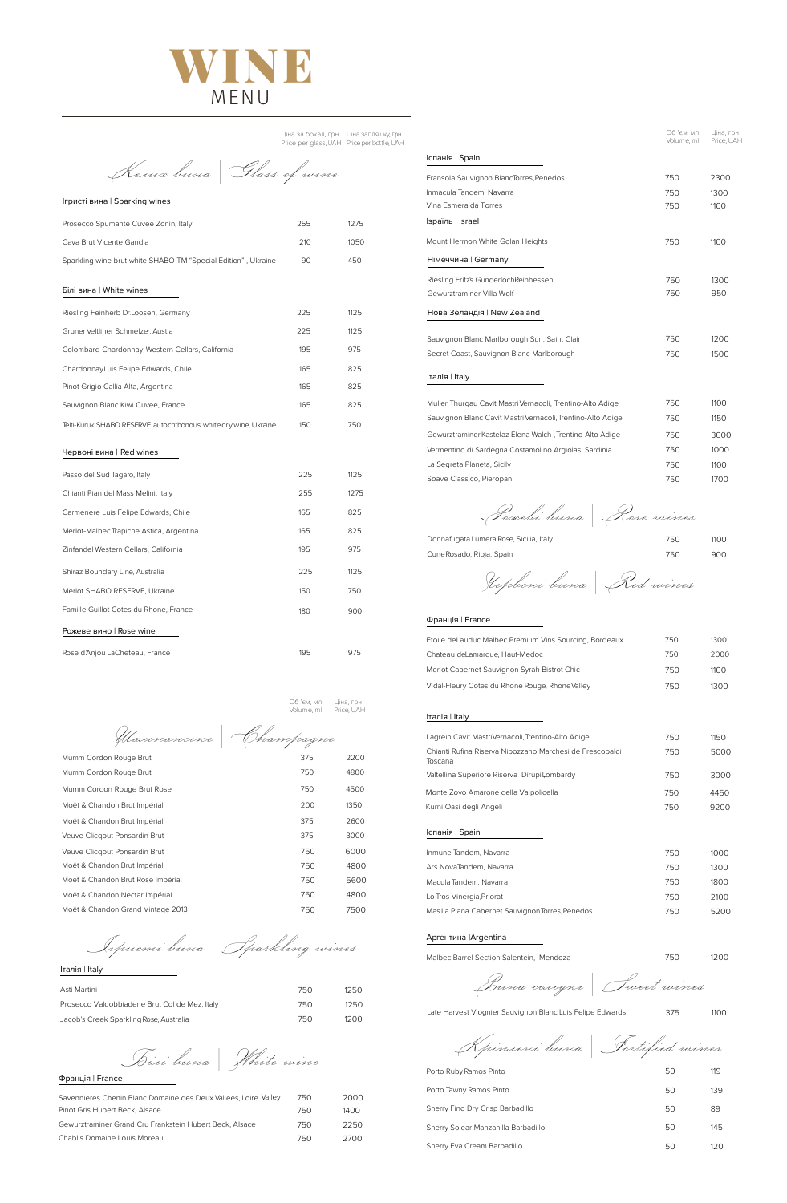# WINE
## MENU

## Келих вина | Glass of wine

### Ігристі вина | Sparking wines

| | Ціна за бокал, грн Price per glass, UAH | Ціна за пляшку, грн Price per bottle, UAH |
|---|---|---|
| Prosecco Spumante Cuvee Zonin, Italy | 255 | 1275 |
| Cava Brut Vicente Gandia | 210 | 1050 |
| Sparkling wine brut white SHABO TM "Special Edition" , Ukraine | 90 | 450 |

### Білі вина | White wines

| | Ціна за бокал, грн Price per glass, UAH | Ціна за пляшку, грн Price per bottle, UAH |
|---|---|---|
| Riesling Feinherb Dr.Loosen, Germany | 225 | 1125 |
| Gruner Veltliner Schmelzer, Austia | 225 | 1125 |
| Colombard-Chardonnay Western Cellars, California | 195 | 975 |
| ChardonnayLuis Felipe Edwards, Chile | 165 | 825 |
| Pinot Grigio Callia Alta, Argentina | 165 | 825 |
| Sauvignon Blanc Kiwi Cuvee, France | 165 | 825 |
| Telti-Kuruk SHABO RESERVE autochthonous white dry wine, Ukraine | 150 | 750 |

### Червоні вина | Red wines

| | Ціна за бокал, грн Price per glass, UAH | Ціна за пляшку, грн Price per bottle, UAH |
|---|---|---|
| Passo del Sud Tagaro, Italy | 225 | 1125 |
| Chianti Pian del Mass Melini, Italy | 255 | 1275 |
| Carmenere Luis Felipe Edwards, Chile | 165 | 825 |
| Merlot-Malbec Trapiche Astica, Argentina | 165 | 825 |
| Zinfandel Western Cellars, California | 195 | 975 |
| Shiraz Boundary Line, Australia | 225 | 1125 |
| Merlot SHABO RESERVE, Ukraine | 150 | 750 |
| Famille Guillot Cotes du Rhone, France | 180 | 900 |

### Рожеве вино | Rose wine

| | Ціна за бокал, грн Price per glass, UAH | Ціна за пляшку, грн Price per bottle, UAH |
|---|---|---|
| Rose d'Anjou LaCheteau, France | 195 | 975 |

## Шампанське | Champagne

| | Об'єм, мл Volume, ml | Ціна, грн Price, UAH |
|---|---|---|
| Mumm Cordon Rouge Brut | 375 | 2200 |
| Mumm Cordon Rouge Brut | 750 | 4800 |
| Mumm Cordon Rouge Brut Rose | 750 | 4500 |
| Moët & Chandon Brut Impérial | 200 | 1350 |
| Moët & Chandon Brut Impérial | 375 | 2600 |
| Veuve Clicqout Ponsardin Brut | 375 | 3000 |
| Veuve Clicqout Ponsardin Brut | 750 | 6000 |
| Moët & Chandon Brut Impérial | 750 | 4800 |
| Moët & Chandon Brut Rose Impérial | 750 | 5600 |
| Moët & Chandon Nectar Impérial | 750 | 4800 |
| Moët & Chandon Grand Vintage 2013 | 750 | 7500 |

## Ігристі вина | Sparkling wines

### Італія | Italy

| | Об'єм, мл Volume, ml | Ціна, грн Price, UAH |
|---|---|---|
| Asti Martini | 750 | 1250 |
| Prosecco Valdobbiadene Brut Col de Mez, Italy | 750 | 1250 |
| Jacob's Creek Sparkling Rose, Australia | 750 | 1200 |

## Білі вина | White wine

### Франція | France

| | Об'єм, мл Volume, ml | Ціна, грн Price, UAH |
|---|---|---|
| Savennieres Chenin Blanc Domaine des Deux Vallees, Loire Valley | 750 | 2000 |
| Pinot Gris Hubert Beck, Alsace | 750 | 1400 |
| Gewurztraminer Grand Cru Frankstein Hubert Beck, Alsace | 750 | 2250 |
| Chablis Domaine Louis Moreau | 750 | 2700 |

### Іспанія | Spain

| | Об'єм, мл Volume, ml | Ціна, грн Price, UAH |
|---|---|---|
| Fransola Sauvignon BlancTorres,Penedos | 750 | 2300 |
| Inmacula Tandem, Navarra | 750 | 1300 |
| Vina Esmeralda Torres | 750 | 1100 |

### Ізраїль | Israel

| | Об'єм, мл Volume, ml | Ціна, грн Price, UAH |
|---|---|---|
| Mount Hermon White Golan Heights | 750 | 1100 |

### Німеччина | Germany

| | Об'єм, мл Volume, ml | Ціна, грн Price, UAH |
|---|---|---|
| Riesling Fritz's GunderlochReinhessen | 750 | 1300 |
| Gewurztraminer Villa Wolf | 750 | 950 |

### Нова Зеландія | New Zealand

| | Об'єм, мл Volume, ml | Ціна, грн Price, UAH |
|---|---|---|
| Sauvignon Blanc Marlborough Sun, Saint Clair | 750 | 1200 |
| Secret Coast, Sauvignon Blanc Marlborough | 750 | 1500 |

### Італія | Italy

| | Об'єм, мл Volume, ml | Ціна, грн Price, UAH |
|---|---|---|
| Muller Thurgau Cavit Mastri Vernacoli, Trentino-Alto Adige | 750 | 1100 |
| Sauvignon Blanc Cavit Mastri Vernacoli, Trentino-Alto Adige | 750 | 1150 |
| Gewurztraminer Kastelaz Elena Walch ,Trentino-Alto Adige | 750 | 3000 |
| Vermentino di Sardegna Costamolino Argiolas, Sardinia | 750 | 1000 |
| La Segreta Planeta, Sicily | 750 | 1100 |
| Soave Classico, Pieropan | 750 | 1700 |

## Рожеві вина | Rose wines

| | Об'єм, мл Volume, ml | Ціна, грн Price, UAH |
|---|---|---|
| Donnafugata Lumera Rose, Sicilia, Italy | 750 | 1100 |
| Cune Rosado, Rioja, Spain | 750 | 900 |

## Червоні вина | Red wines

### Франція | France

| | Об'єм, мл Volume, ml | Ціна, грн Price, UAH |
|---|---|---|
| Etoile deLauduc Malbec Premium Vins Sourcing, Bordeaux | 750 | 1300 |
| Chateau deLamarque, Haut-Medoc | 750 | 2000 |
| Merlot Cabernet Sauvignon Syrah Bistrot Chic | 750 | 1100 |
| Vidal-Fleury Cotes du Rhone Rouge, Rhone Valley | 750 | 1300 |

### Італія | Italy

| | Об'єм, мл Volume, ml | Ціна, грн Price, UAH |
|---|---|---|
| Lagrein Cavit MastriVernacoli, Trentino-Alto Adige | 750 | 1150 |
| Chianti Rufina Riserva Nipozzano Marchesi de Frescobaldi Toscana | 750 | 5000 |
| Valtellina Superiore Riserva Dirupi,Lombardy | 750 | 3000 |
| Monte Zovo Amarone della Valpolicella | 750 | 4450 |
| Kurni Oasi degli Angeli | 750 | 9200 |

### Іспанія | Spain

| | Об'єм, мл Volume, ml | Ціна, грн Price, UAH |
|---|---|---|
| Inmune Tandem, Navarra | 750 | 1000 |
| Ars NovaTandem, Navarra | 750 | 1300 |
| Macula Tandem, Navarra | 750 | 1800 |
| Lo Tros Vinergia,Priorat | 750 | 2100 |
| Mas La Plana Cabernet Sauvignon Torres,Penedos | 750 | 5200 |

### Аргентина |Argentina

| | Об'єм, мл Volume, ml | Ціна, грн Price, UAH |
|---|---|---|
| Malbec Barrel Section Salentein, Mendoza | 750 | 1200 |

## Вина солодкі | Sweet wines

| | Об'єм, мл Volume, ml | Ціна, грн Price, UAH |
|---|---|---|
| Late Harvest Viognier Sauvignon Blanc Luis Felipe Edwards | 375 | 1100 |

## Кріплені вина | Fortified wines

| | Об'єм, мл Volume, ml | Ціна, грн Price, UAH |
|---|---|---|
| Porto Ruby Ramos Pinto | 50 | 119 |
| Porto Tawny Ramos Pinto | 50 | 139 |
| Sherry Fino Dry Crisp Barbadillo | 50 | 89 |
| Sherry Solear Manzanilla Barbadillo | 50 | 145 |
| Sherry Eva Cream Barbadillo | 50 | 120 |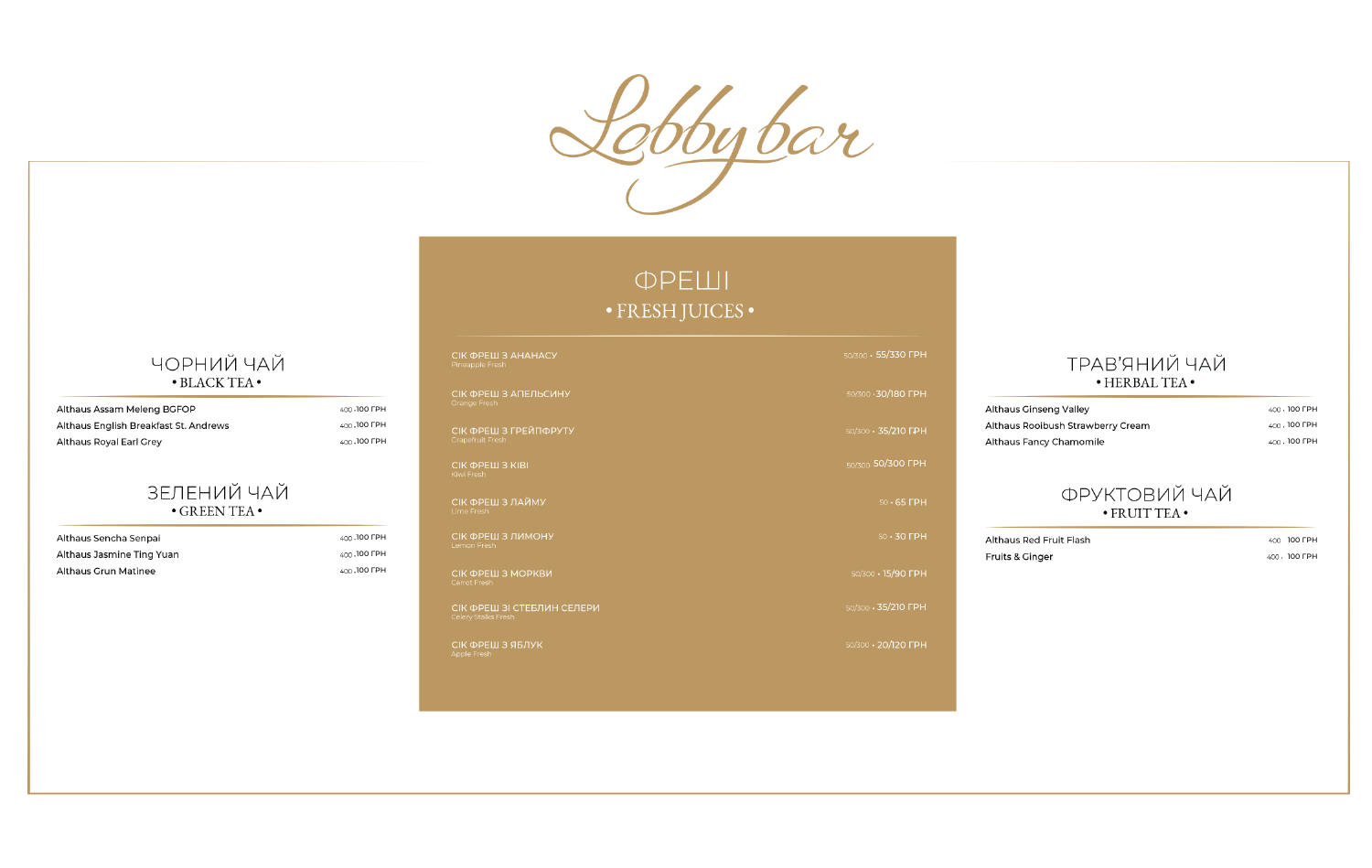# Lobby bar

## ЧОРНИЙ ЧАЙ
• BLACK TEA •

| | |
|---|---|
| Althaus Assam Meleng BGFOP | 400 • 100 ГРН |
| Althaus English Breakfast St. Andrews | 400 • 100 ГРН |
| Althaus Royal Earl Grey | 400 • 100 ГРН |

## ЗЕЛЕНИЙ ЧАЙ
• GREEN TEA •

| | |
|---|---|
| Althaus Sencha Senpai | 400 • 100 ГРН |
| Althaus Jasmine Ting Yuan | 400 • 100 ГРН |
| Althaus Grun Matinee | 400 • 100 ГРН |

## ФРЕШІ
• FRESH JUICES •

| | |
|---|---|
| СІК ФРЕШ З АНАНАСУ<br>Pineapple Fresh | 50/300 • 55/330 ГРН |
| СІК ФРЕШ З АПЕЛЬСИНУ<br>Orange Fresh | 50/300 • 30/180 ГРН |
| СІК ФРЕШ З ГРЕЙПФРУТУ<br>Grapefruit Fresh | 50/300 • 35/210 ГРН |
| СІК ФРЕШ З КІВІ<br>Kiwi Fresh | 50/300 50/300 ГРН |
| СІК ФРЕШ З ЛАЙМУ<br>Lime Fresh | 50 • 65 ГРН |
| СІК ФРЕШ З ЛИМОНУ<br>Lemon Fresh | 50 • 30 ГРН |
| СІК ФРЕШ З МОРКВИ<br>Carrot Fresh | 50/300 • 15/90 ГРН |
| СІК ФРЕШ ЗІ СТЕБЛИН СЕЛЕРИ<br>Celery Stalks Fresh | 50/300 • 35/210 ГРН |
| СІК ФРЕШ З ЯБЛУК<br>Apple Fresh | 50/300 • 20/120 ГРН |

## ТРАВ'ЯНИЙ ЧАЙ
• HERBAL TEA •

| | |
|---|---|
| Althaus Ginseng Valley | 400 • 100 ГРН |
| Althaus Rooibush Strawberry Cream | 400 • 100 ГРН |
| Althaus Fancy Chamomile | 400 • 100 ГРН |

## ФРУКТОВИЙ ЧАЙ
• FRUIT TEA •

| | |
|---|---|
| Althaus Red Fruit Flash | 400 100 ГРН |
| Fruits & Ginger | 400 • 100 ГРН |